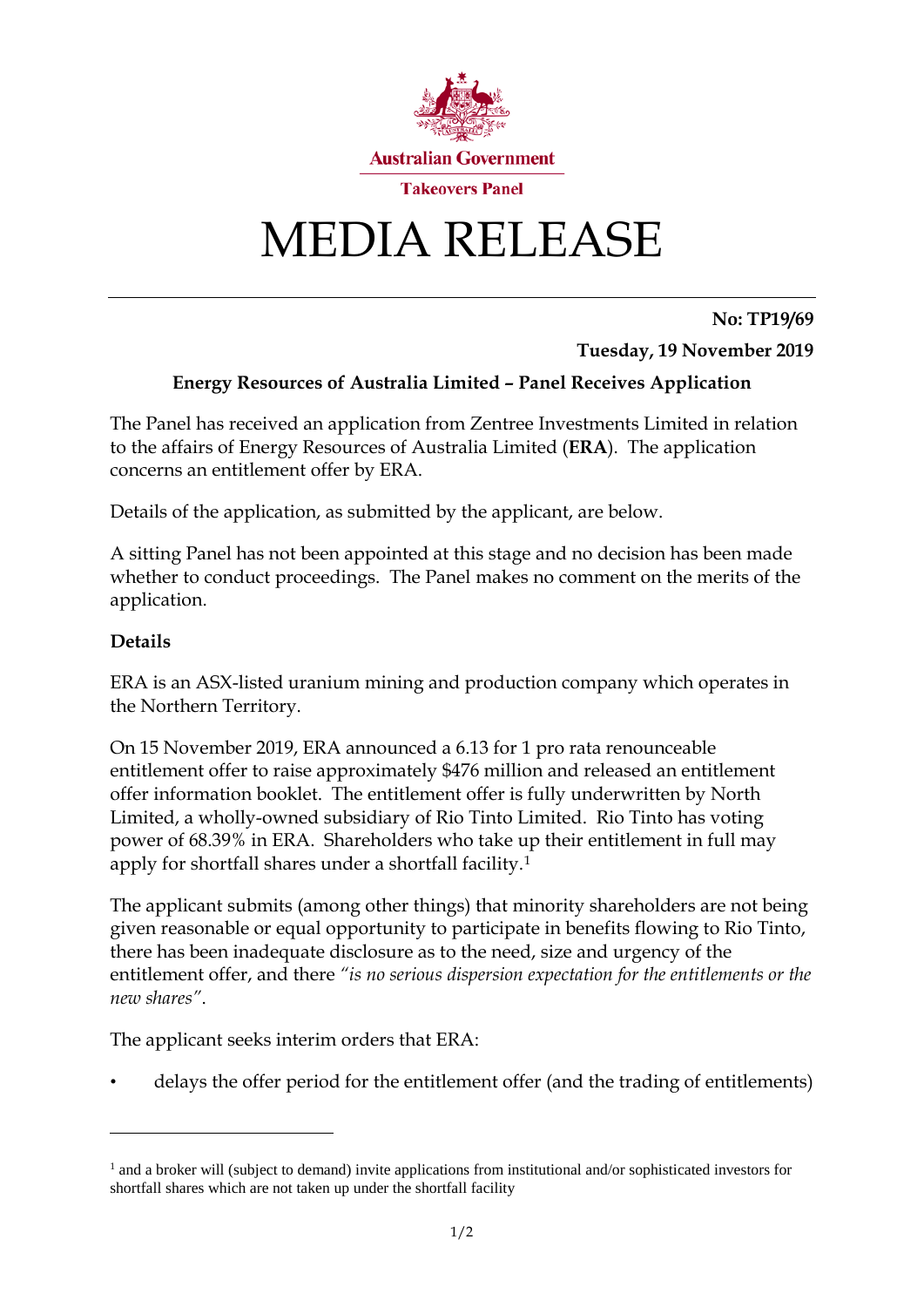Australian Government

Takeovers Panel

# MEDIA RELEASE

**No: TP19/69**

**Tuesday, 19 November 2019**

## Energy Resources of Australia Limited – Panel Receives Application

The Panel has received an application from Zentree Investments Limited in relation to the affairs of Energy Resources of Australia Limited (**ERA**). The application concerns an entitlement offer by ERA.

Details of the application, as submitted by the applicant, are below.

A sitting Panel has not been appointed at this stage and no decision has been made whether to conduct proceedings. The Panel makes no comment on the merits of the application.

### Details

ERA is an ASX-listed uranium mining and production company which operates in the Northern Territory.

On 15 November 2019, ERA announced a 6.13 for 1 pro rata renounceable entitlement offer to raise approximately $476 million and released an entitlement offer information booklet. The entitlement offer is fully underwritten by North Limited, a wholly-owned subsidiary of Rio Tinto Limited. Rio Tinto has voting power of 68.39% in ERA. Shareholders who take up their entitlement in full may apply for shortfall shares under a shortfall facility.[1]

The applicant submits (among other things) that minority shareholders are not being given reasonable or equal opportunity to participate in benefits flowing to Rio Tinto, there has been inadequate disclosure as to the need, size and urgency of the entitlement offer, and there *"is no serious dispersion expectation for the entitlements or the new shares"*.

The applicant seeks interim orders that ERA:

- delays the offer period for the entitlement offer (and the trading of entitlements)

---

[1] and a broker will (subject to demand) invite applications from institutional and/or sophisticated investors for shortfall shares which are not taken up under the shortfall facility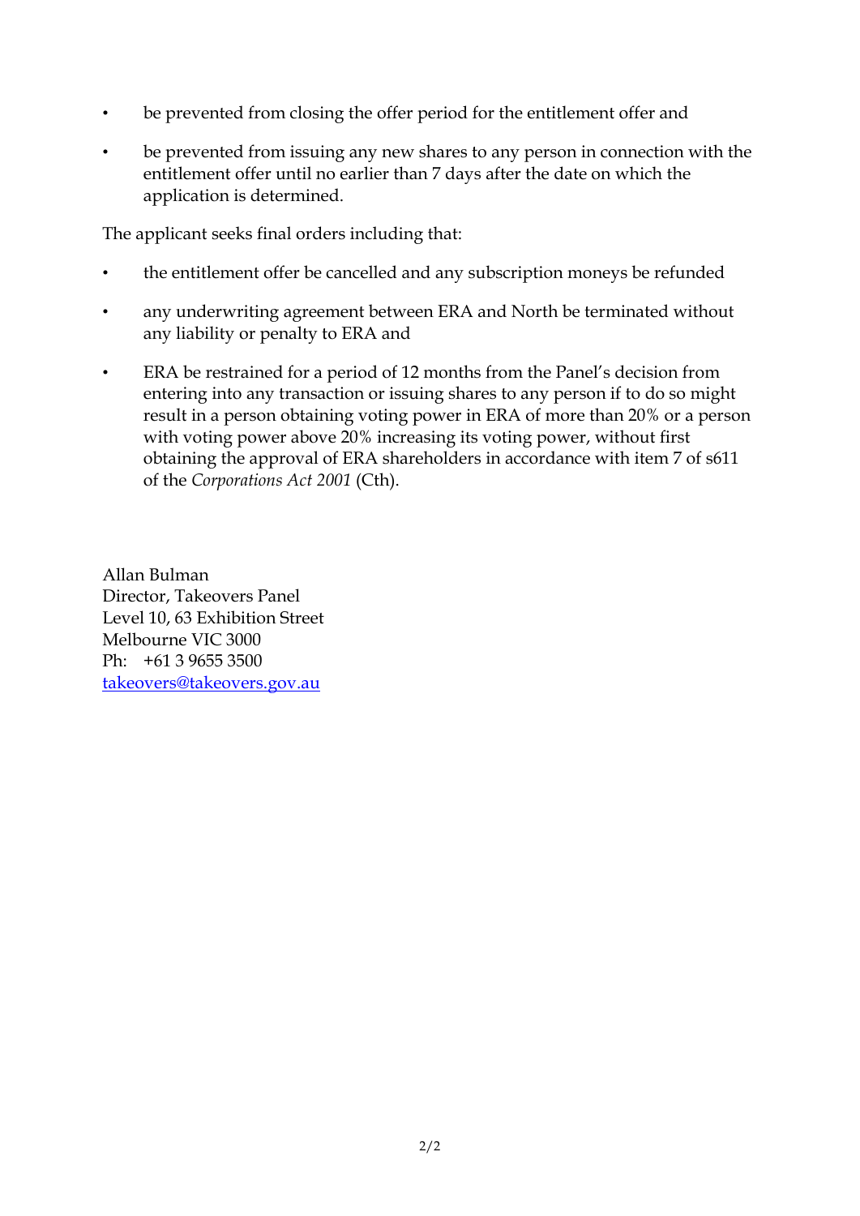- be prevented from closing the offer period for the entitlement offer and
- be prevented from issuing any new shares to any person in connection with the entitlement offer until no earlier than 7 days after the date on which the application is determined.

The applicant seeks final orders including that:

- the entitlement offer be cancelled and any subscription moneys be refunded
- any underwriting agreement between ERA and North be terminated without any liability or penalty to ERA and
- ERA be restrained for a period of 12 months from the Panel's decision from entering into any transaction or issuing shares to any person if to do so might result in a person obtaining voting power in ERA of more than 20% or a person with voting power above 20% increasing its voting power, without first obtaining the approval of ERA shareholders in accordance with item 7 of s611 of the *Corporations Act 2001* (Cth).

Allan Bulman
Director, Takeovers Panel
Level 10, 63 Exhibition Street
Melbourne VIC 3000
Ph: +61 3 9655 3500
takeovers@takeovers.gov.au